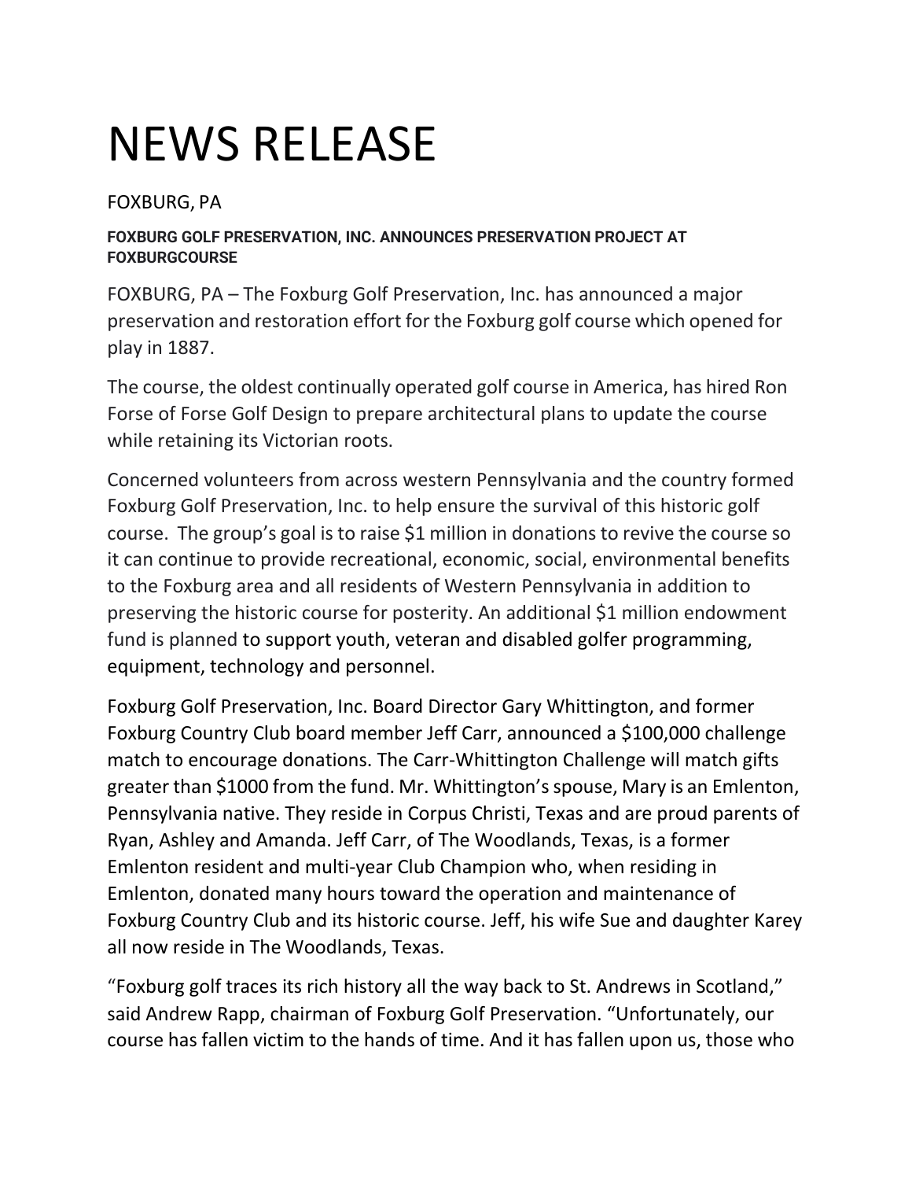# NEWS RELEASE

FOXBURG, PA

**FOXBURG GOLF PRESERVATION, INC. ANNOUNCES PRESERVATION PROJECT AT FOXBURGCOURSE**

FOXBURG, PA – The Foxburg Golf Preservation, Inc. has announced a major preservation and restoration effort for the Foxburg golf course which opened for play in 1887.

The course, the oldest continually operated golf course in America, has hired Ron Forse of Forse Golf Design to prepare architectural plans to update the course while retaining its Victorian roots.

Concerned volunteers from across western Pennsylvania and the country formed Foxburg Golf Preservation, Inc. to help ensure the survival of this historic golf course. The group's goal is to raise $1 million in donations to revive the course so it can continue to provide recreational, economic, social, environmental benefits to the Foxburg area and all residents of Western Pennsylvania in addition to preserving the historic course for posterity. An additional $1 million endowment fund is planned to support youth, veteran and disabled golfer programming, equipment, technology and personnel.

Foxburg Golf Preservation, Inc. Board Director Gary Whittington, and former Foxburg Country Club board member Jeff Carr, announced a $100,000 challenge match to encourage donations. The Carr-Whittington Challenge will match gifts greater than $1000 from the fund. Mr. Whittington's spouse, Mary is an Emlenton, Pennsylvania native. They reside in Corpus Christi, Texas and are proud parents of Ryan, Ashley and Amanda. Jeff Carr, of The Woodlands, Texas, is a former Emlenton resident and multi-year Club Champion who, when residing in Emlenton, donated many hours toward the operation and maintenance of Foxburg Country Club and its historic course. Jeff, his wife Sue and daughter Karey all now reside in The Woodlands, Texas.

"Foxburg golf traces its rich history all the way back to St. Andrews in Scotland," said Andrew Rapp, chairman of Foxburg Golf Preservation. "Unfortunately, our course has fallen victim to the hands of time. And it has fallen upon us, those who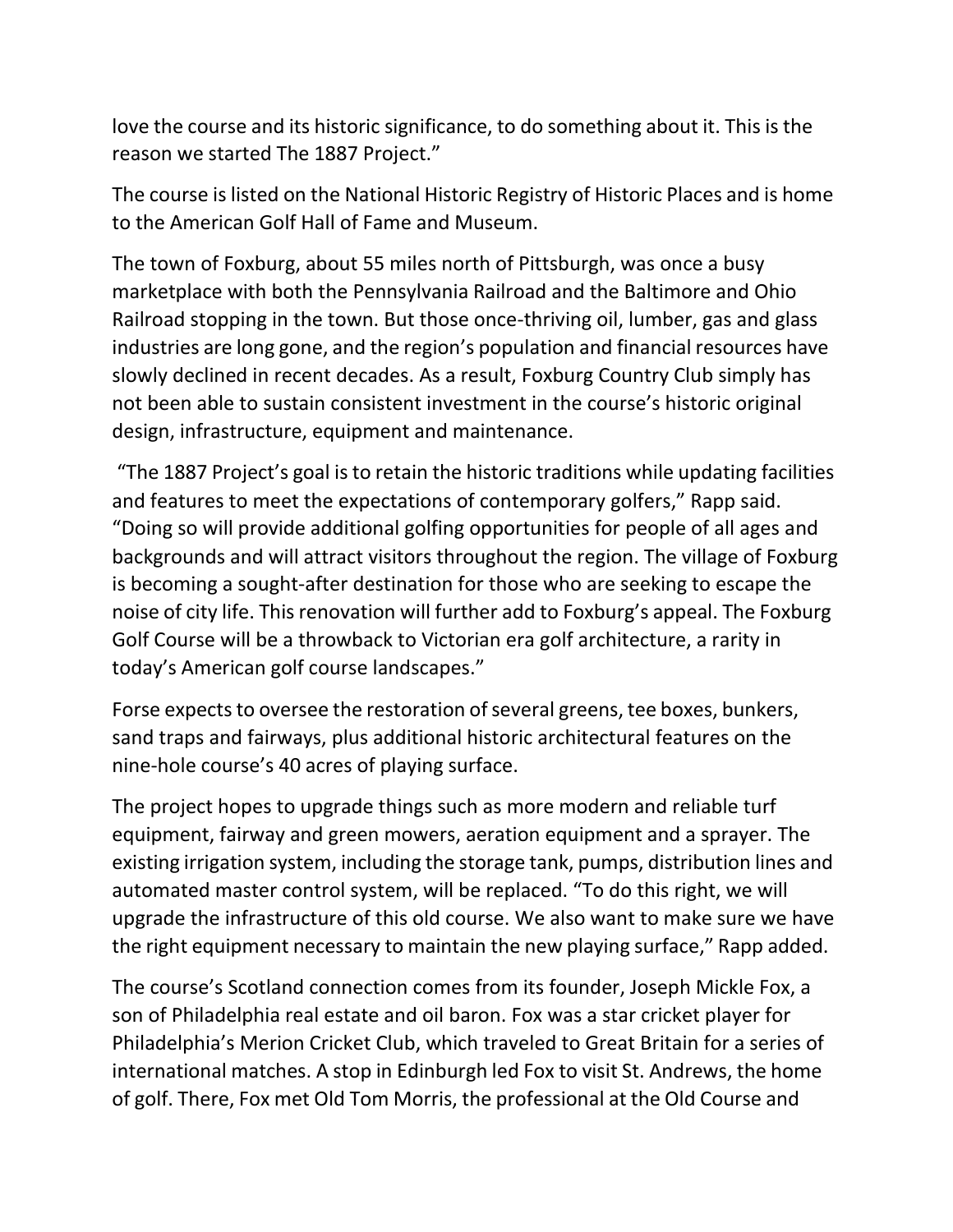love the course and its historic significance, to do something about it. This is the reason we started The 1887 Project."

The course is listed on the National Historic Registry of Historic Places and is home to the American Golf Hall of Fame and Museum.

The town of Foxburg, about 55 miles north of Pittsburgh, was once a busy marketplace with both the Pennsylvania Railroad and the Baltimore and Ohio Railroad stopping in the town. But those once-thriving oil, lumber, gas and glass industries are long gone, and the region's population and financial resources have slowly declined in recent decades. As a result, Foxburg Country Club simply has not been able to sustain consistent investment in the course's historic original design, infrastructure, equipment and maintenance.

"The 1887 Project's goal is to retain the historic traditions while updating facilities and features to meet the expectations of contemporary golfers," Rapp said. "Doing so will provide additional golfing opportunities for people of all ages and backgrounds and will attract visitors throughout the region. The village of Foxburg is becoming a sought-after destination for those who are seeking to escape the noise of city life. This renovation will further add to Foxburg's appeal. The Foxburg Golf Course will be a throwback to Victorian era golf architecture, a rarity in today's American golf course landscapes."

Forse expects to oversee the restoration of several greens, tee boxes, bunkers, sand traps and fairways, plus additional historic architectural features on the nine-hole course's 40 acres of playing surface.

The project hopes to upgrade things such as more modern and reliable turf equipment, fairway and green mowers, aeration equipment and a sprayer. The existing irrigation system, including the storage tank, pumps, distribution lines and automated master control system, will be replaced. "To do this right, we will upgrade the infrastructure of this old course. We also want to make sure we have the right equipment necessary to maintain the new playing surface," Rapp added.

The course's Scotland connection comes from its founder, Joseph Mickle Fox, a son of Philadelphia real estate and oil baron. Fox was a star cricket player for Philadelphia's Merion Cricket Club, which traveled to Great Britain for a series of international matches. A stop in Edinburgh led Fox to visit St. Andrews, the home of golf. There, Fox met Old Tom Morris, the professional at the Old Course and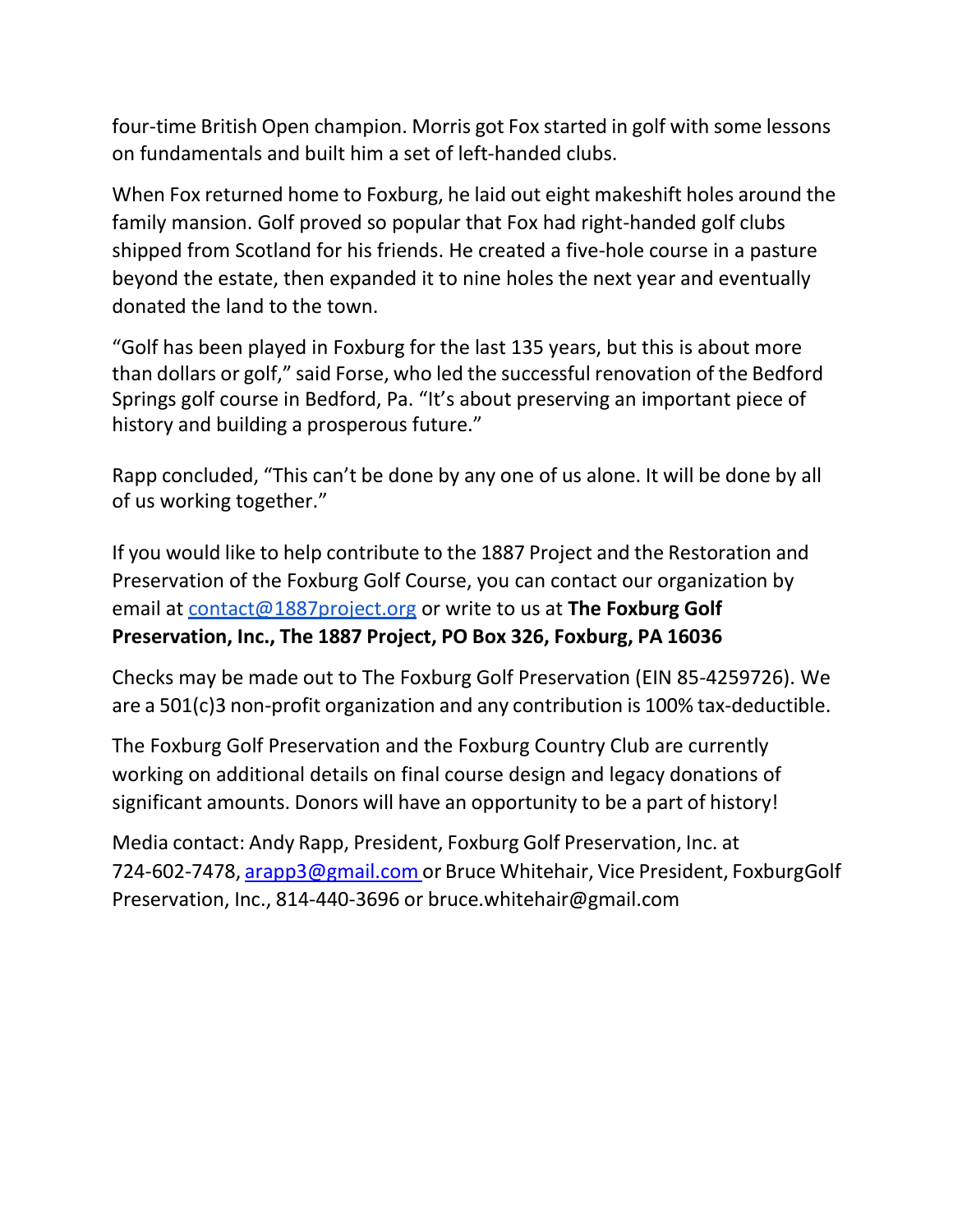four-time British Open champion. Morris got Fox started in golf with some lessons on fundamentals and built him a set of left-handed clubs.

When Fox returned home to Foxburg, he laid out eight makeshift holes around the family mansion. Golf proved so popular that Fox had right-handed golf clubs shipped from Scotland for his friends. He created a five-hole course in a pasture beyond the estate, then expanded it to nine holes the next year and eventually donated the land to the town.

"Golf has been played in Foxburg for the last 135 years, but this is about more than dollars or golf," said Forse, who led the successful renovation of the Bedford Springs golf course in Bedford, Pa. "It's about preserving an important piece of history and building a prosperous future."

Rapp concluded, "This can't be done by any one of us alone. It will be done by all of us working together."

If you would like to help contribute to the 1887 Project and the Restoration and Preservation of the Foxburg Golf Course, you can contact our organization by email at contact@1887project.org or write to us at **The Foxburg Golf Preservation, Inc., The 1887 Project, PO Box 326, Foxburg, PA 16036**

Checks may be made out to The Foxburg Golf Preservation (EIN 85-4259726). We are a 501(c)3 non-profit organization and any contribution is 100% tax-deductible.

The Foxburg Golf Preservation and the Foxburg Country Club are currently working on additional details on final course design and legacy donations of significant amounts. Donors will have an opportunity to be a part of history!

Media contact: Andy Rapp, President, Foxburg Golf Preservation, Inc. at 724-602-7478, arapp3@gmail.com or Bruce Whitehair, Vice President, FoxburgGolf Preservation, Inc., 814-440-3696 or bruce.whitehair@gmail.com